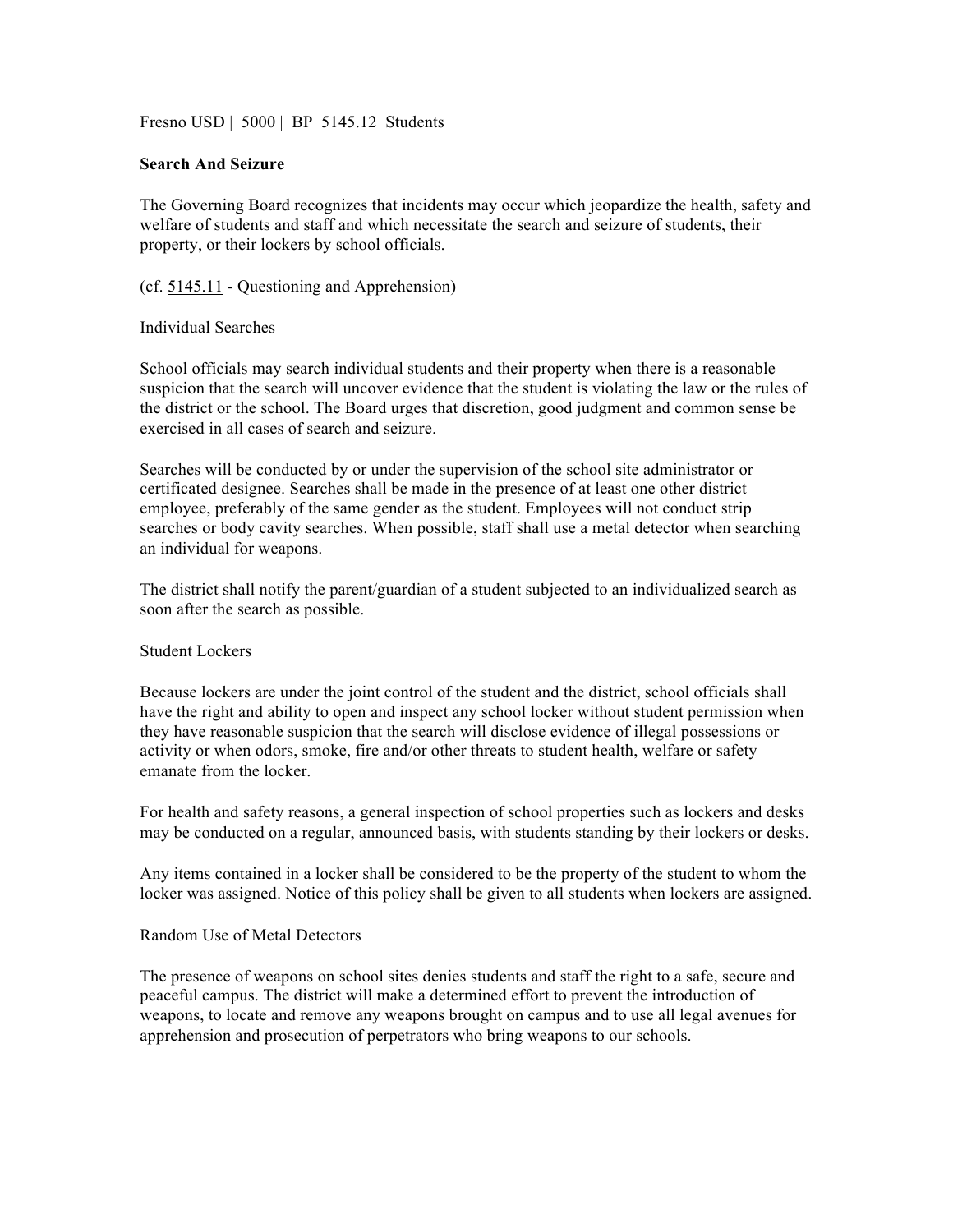Fresno USD | 5000 | BP 5145.12 Students

**Search And Seizure**

The Governing Board recognizes that incidents may occur which jeopardize the health, safety and welfare of students and staff and which necessitate the search and seizure of students, their property, or their lockers by school officials.

(cf. 5145.11 - Questioning and Apprehension)

Individual Searches

School officials may search individual students and their property when there is a reasonable suspicion that the search will uncover evidence that the student is violating the law or the rules of the district or the school. The Board urges that discretion, good judgment and common sense be exercised in all cases of search and seizure.

Searches will be conducted by or under the supervision of the school site administrator or certificated designee. Searches shall be made in the presence of at least one other district employee, preferably of the same gender as the student. Employees will not conduct strip searches or body cavity searches. When possible, staff shall use a metal detector when searching an individual for weapons.

The district shall notify the parent/guardian of a student subjected to an individualized search as soon after the search as possible.

Student Lockers

Because lockers are under the joint control of the student and the district, school officials shall have the right and ability to open and inspect any school locker without student permission when they have reasonable suspicion that the search will disclose evidence of illegal possessions or activity or when odors, smoke, fire and/or other threats to student health, welfare or safety emanate from the locker.

For health and safety reasons, a general inspection of school properties such as lockers and desks may be conducted on a regular, announced basis, with students standing by their lockers or desks.

Any items contained in a locker shall be considered to be the property of the student to whom the locker was assigned. Notice of this policy shall be given to all students when lockers are assigned.

Random Use of Metal Detectors

The presence of weapons on school sites denies students and staff the right to a safe, secure and peaceful campus. The district will make a determined effort to prevent the introduction of weapons, to locate and remove any weapons brought on campus and to use all legal avenues for apprehension and prosecution of perpetrators who bring weapons to our schools.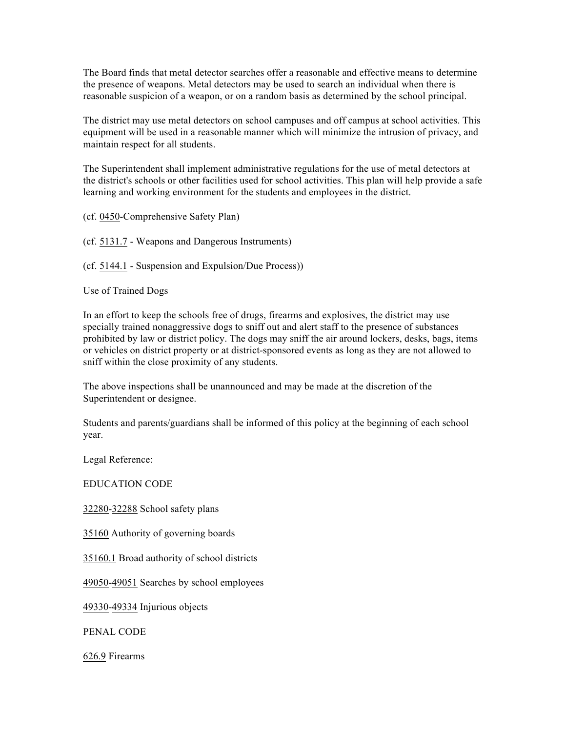The Board finds that metal detector searches offer a reasonable and effective means to determine the presence of weapons. Metal detectors may be used to search an individual when there is reasonable suspicion of a weapon, or on a random basis as determined by the school principal.

The district may use metal detectors on school campuses and off campus at school activities. This equipment will be used in a reasonable manner which will minimize the intrusion of privacy, and maintain respect for all students.

The Superintendent shall implement administrative regulations for the use of metal detectors at the district's schools or other facilities used for school activities. This plan will help provide a safe learning and working environment for the students and employees in the district.

(cf. 0450-Comprehensive Safety Plan)

(cf. 5131.7 - Weapons and Dangerous Instruments)

(cf. 5144.1 - Suspension and Expulsion/Due Process))

Use of Trained Dogs

In an effort to keep the schools free of drugs, firearms and explosives, the district may use specially trained nonaggressive dogs to sniff out and alert staff to the presence of substances prohibited by law or district policy. The dogs may sniff the air around lockers, desks, bags, items or vehicles on district property or at district-sponsored events as long as they are not allowed to sniff within the close proximity of any students.

The above inspections shall be unannounced and may be made at the discretion of the Superintendent or designee.

Students and parents/guardians shall be informed of this policy at the beginning of each school year.

Legal Reference:

EDUCATION CODE

32280-32288 School safety plans

35160 Authority of governing boards

35160.1 Broad authority of school districts

49050-49051 Searches by school employees

49330-49334 Injurious objects

PENAL CODE

626.9 Firearms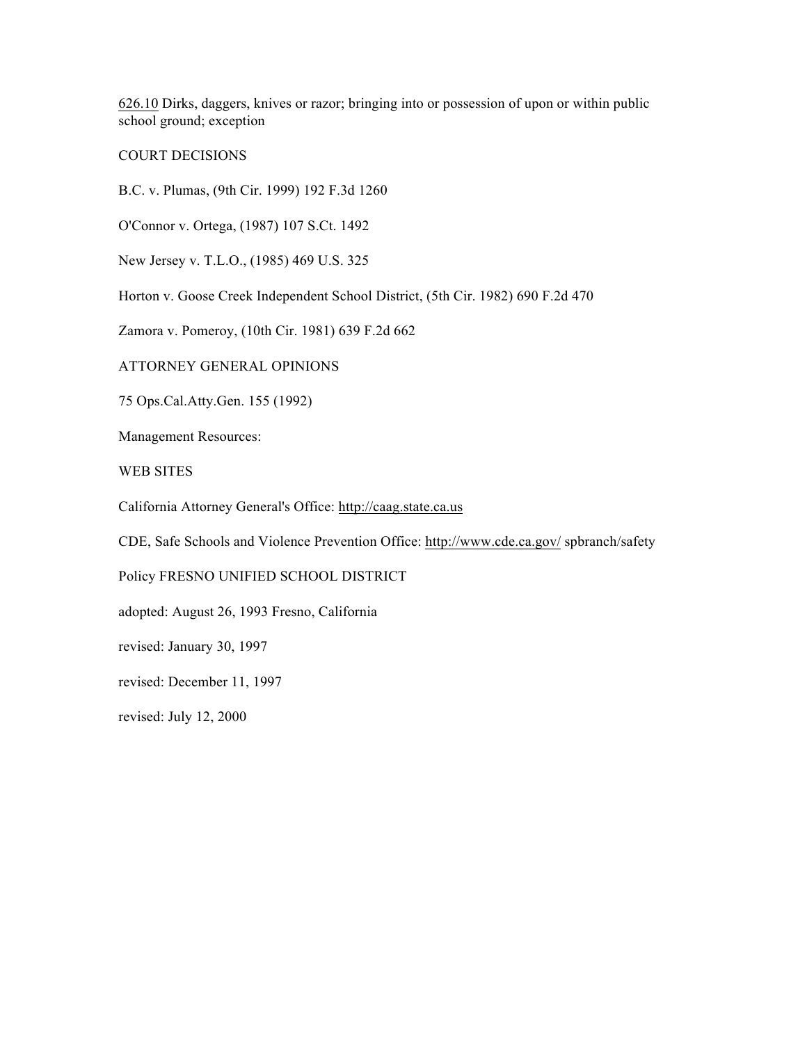626.10 Dirks, daggers, knives or razor; bringing into or possession of upon or within public school ground; exception

COURT DECISIONS

B.C. v. Plumas, (9th Cir. 1999) 192 F.3d 1260

O'Connor v. Ortega, (1987) 107 S.Ct. 1492

New Jersey v. T.L.O., (1985) 469 U.S. 325

Horton v. Goose Creek Independent School District, (5th Cir. 1982) 690 F.2d 470

Zamora v. Pomeroy, (10th Cir. 1981) 639 F.2d 662

ATTORNEY GENERAL OPINIONS

75 Ops.Cal.Atty.Gen. 155 (1992)

Management Resources:

WEB SITES

California Attorney General's Office: http://caag.state.ca.us

CDE, Safe Schools and Violence Prevention Office: http://www.cde.ca.gov/ spbranch/safety

Policy FRESNO UNIFIED SCHOOL DISTRICT

adopted: August 26, 1993 Fresno, California

revised: January 30, 1997

revised: December 11, 1997

revised: July 12, 2000